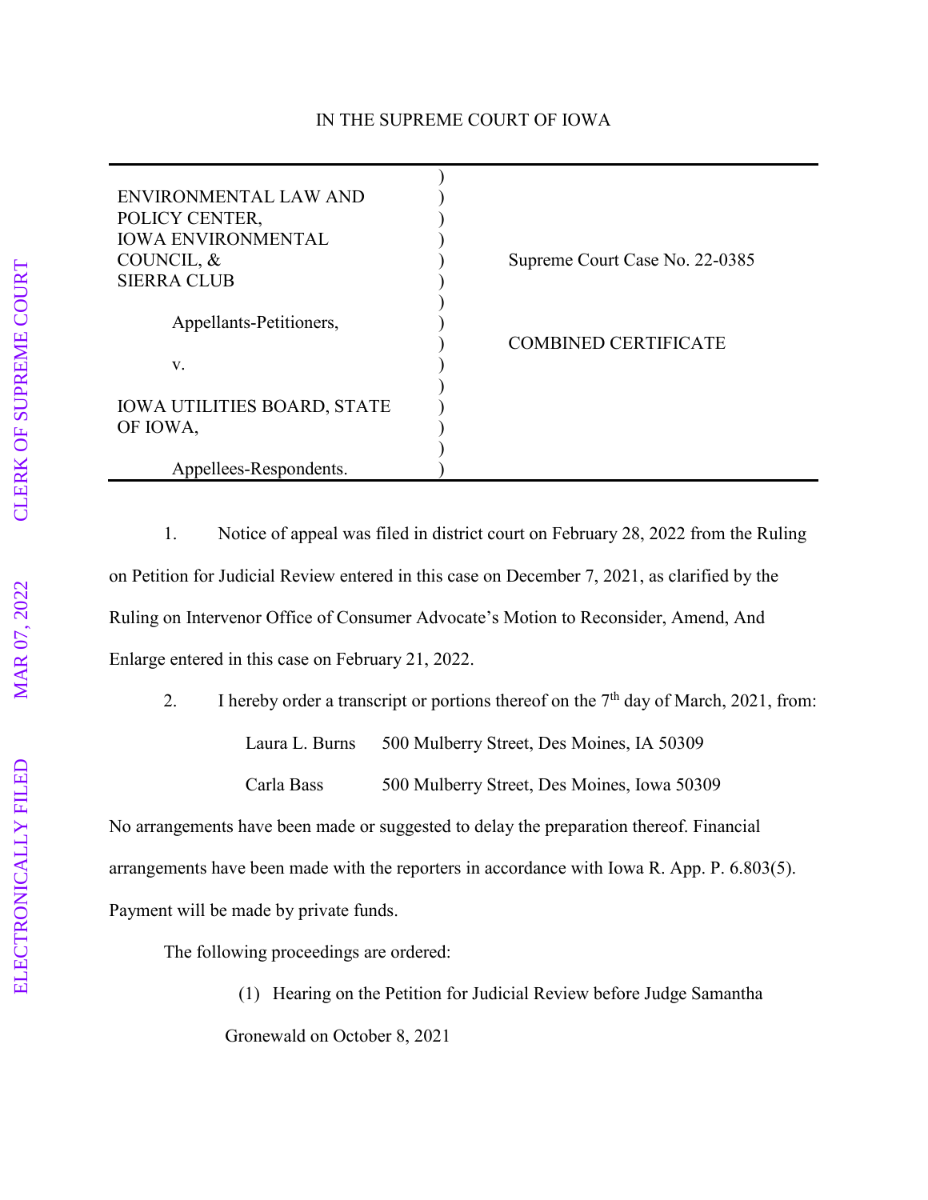IN THE SUPREME COURT OF IOWA

| | |
|---|---|
| ENVIRONMENTAL LAW AND POLICY CENTER, IOWA ENVIRONMENTAL COUNCIL, & SIERRA CLUB<br><br>Appellants-Petitioners,<br><br>v.<br><br>IOWA UTILITIES BOARD, STATE OF IOWA,<br><br>Appellees-Respondents. | Supreme Court Case No. 22-0385<br><br>COMBINED CERTIFICATE |

1. Notice of appeal was filed in district court on February 28, 2022 from the Ruling on Petition for Judicial Review entered in this case on December 7, 2021, as clarified by the Ruling on Intervenor Office of Consumer Advocate's Motion to Reconsider, Amend, And Enlarge entered in this case on February 21, 2022.

2. I hereby order a transcript or portions thereof on the 7th day of March, 2021, from:

   Laura L. Burns 500 Mulberry Street, Des Moines, IA 50309

   Carla Bass 500 Mulberry Street, Des Moines, Iowa 50309

No arrangements have been made or suggested to delay the preparation thereof. Financial arrangements have been made with the reporters in accordance with Iowa R. App. P. 6.803(5). Payment will be made by private funds.

The following proceedings are ordered:

(1) Hearing on the Petition for Judicial Review before Judge Samantha Gronewald on October 8, 2021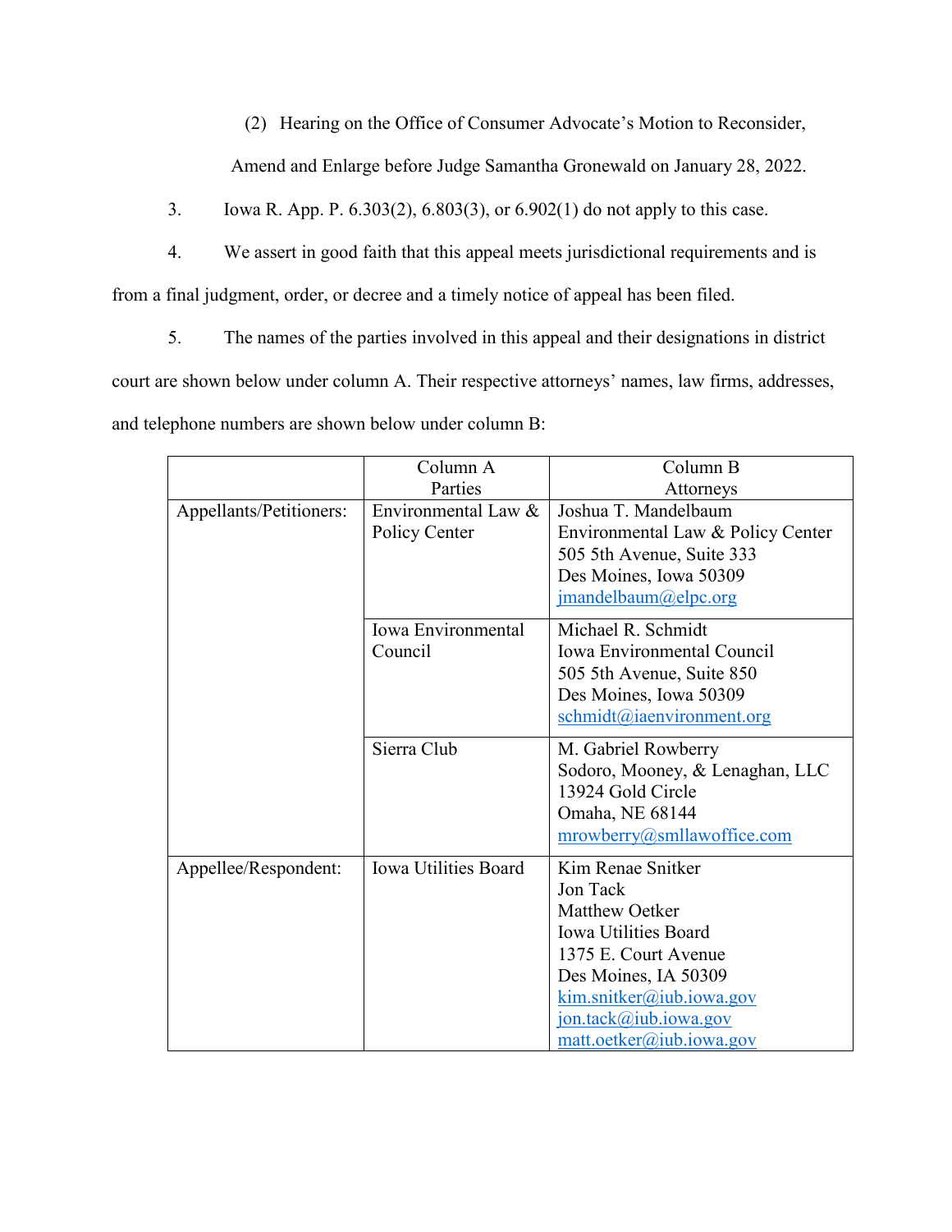(2) Hearing on the Office of Consumer Advocate's Motion to Reconsider, Amend and Enlarge before Judge Samantha Gronewald on January 28, 2022.

3. Iowa R. App. P. 6.303(2), 6.803(3), or 6.902(1) do not apply to this case.

4. We assert in good faith that this appeal meets jurisdictional requirements and is from a final judgment, order, or decree and a timely notice of appeal has been filed.

5. The names of the parties involved in this appeal and their designations in district court are shown below under column A. Their respective attorneys' names, law firms, addresses, and telephone numbers are shown below under column B:

| | Column A<br>Parties | Column B<br>Attorneys |
|---|---|---|
| Appellants/Petitioners: | Environmental Law & Policy Center | Joshua T. Mandelbaum<br>Environmental Law & Policy Center<br>505 5th Avenue, Suite 333<br>Des Moines, Iowa 50309<br>jmandelbaum@elpc.org |
| | Iowa Environmental Council | Michael R. Schmidt<br>Iowa Environmental Council<br>505 5th Avenue, Suite 850<br>Des Moines, Iowa 50309<br>schmidt@iaenvironment.org |
| | Sierra Club | M. Gabriel Rowberry<br>Sodoro, Mooney, & Lenaghan, LLC<br>13924 Gold Circle<br>Omaha, NE 68144<br>mrowberry@smllawoffice.com |
| Appellee/Respondent: | Iowa Utilities Board | Kim Renae Snitker<br>Jon Tack<br>Matthew Oetker<br>Iowa Utilities Board<br>1375 E. Court Avenue<br>Des Moines, IA 50309<br>kim.snitker@iub.iowa.gov<br>jon.tack@iub.iowa.gov<br>matt.oetker@iub.iowa.gov |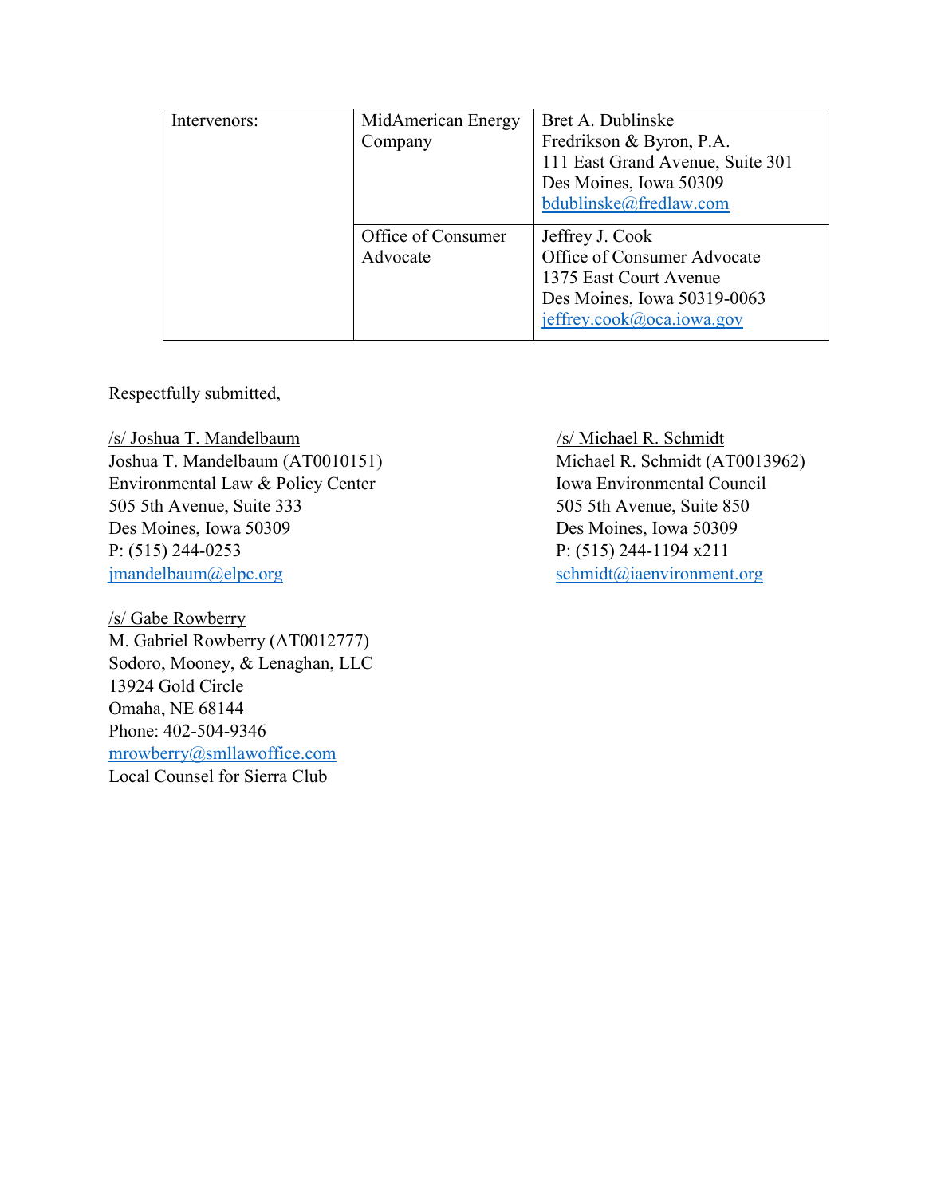| Intervenors: | MidAmerican Energy Company | Bret A. Dublinske<br>Fredrikson & Byron, P.A.<br>111 East Grand Avenue, Suite 301<br>Des Moines, Iowa 50309<br>bdublinske@fredlaw.com |
|---|---|---|
| | Office of Consumer Advocate | Jeffrey J. Cook<br>Office of Consumer Advocate<br>1375 East Court Avenue<br>Des Moines, Iowa 50319-0063<br>jeffrey.cook@oca.iowa.gov |

Respectfully submitted,

/s/ Joshua T. Mandelbaum
Joshua T. Mandelbaum (AT0010151)
Environmental Law & Policy Center
505 5th Avenue, Suite 333
Des Moines, Iowa 50309
P: (515) 244-0253
jmandelbaum@elpc.org

/s/ Michael R. Schmidt
Michael R. Schmidt (AT0013962)
Iowa Environmental Council
505 5th Avenue, Suite 850
Des Moines, Iowa 50309
P: (515) 244-1194 x211
schmidt@iaenvironment.org

/s/ Gabe Rowberry
M. Gabriel Rowberry (AT0012777)
Sodoro, Mooney, & Lenaghan, LLC
13924 Gold Circle
Omaha, NE 68144
Phone: 402-504-9346
mrowberry@smllawoffice.com
Local Counsel for Sierra Club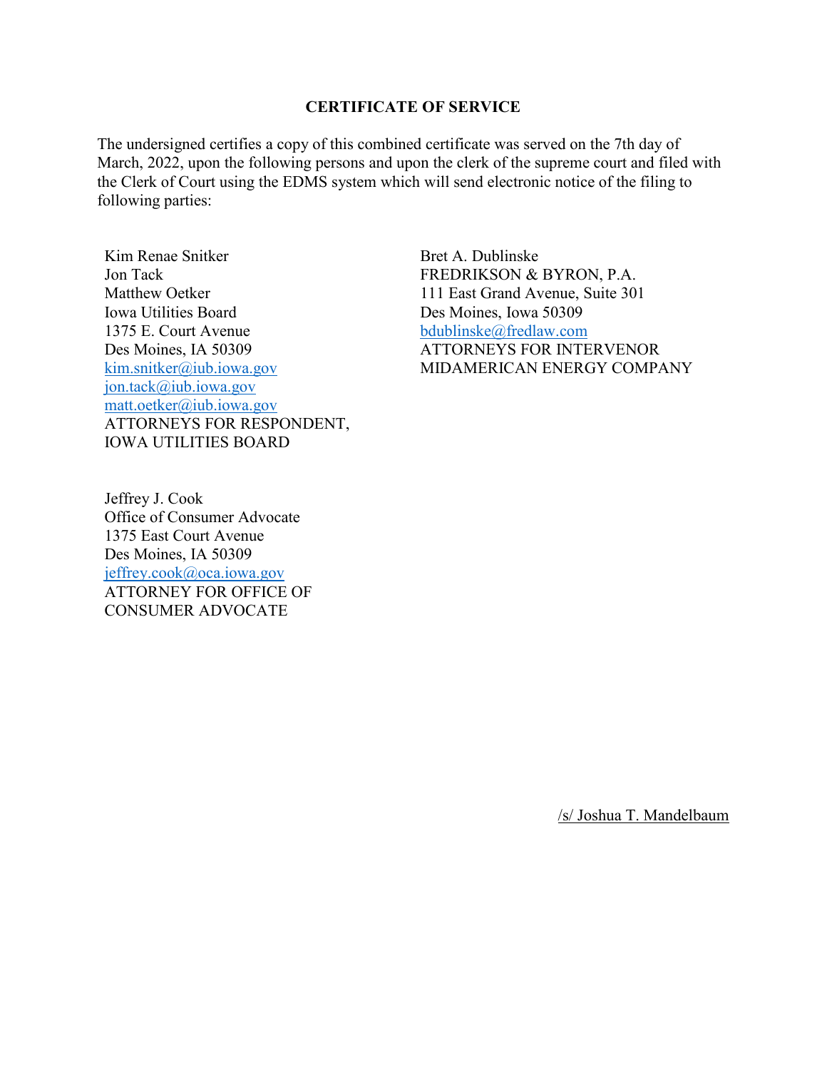**CERTIFICATE OF SERVICE**

The undersigned certifies a copy of this combined certificate was served on the 7th day of March, 2022, upon the following persons and upon the clerk of the supreme court and filed with the Clerk of Court using the EDMS system which will send electronic notice of the filing to following parties:

Kim Renae Snitker
Jon Tack
Matthew Oetker
Iowa Utilities Board
1375 E. Court Avenue
Des Moines, IA 50309
kim.snitker@iub.iowa.gov
jon.tack@iub.iowa.gov
matt.oetker@iub.iowa.gov
ATTORNEYS FOR RESPONDENT,
IOWA UTILITIES BOARD

Bret A. Dublinske
FREDRIKSON & BYRON, P.A.
111 East Grand Avenue, Suite 301
Des Moines, Iowa 50309
bdublinske@fredlaw.com
ATTORNEYS FOR INTERVENOR
MIDAMERICAN ENERGY COMPANY

Jeffrey J. Cook
Office of Consumer Advocate
1375 East Court Avenue
Des Moines, IA 50309
jeffrey.cook@oca.iowa.gov
ATTORNEY FOR OFFICE OF
CONSUMER ADVOCATE

/s/ Joshua T. Mandelbaum